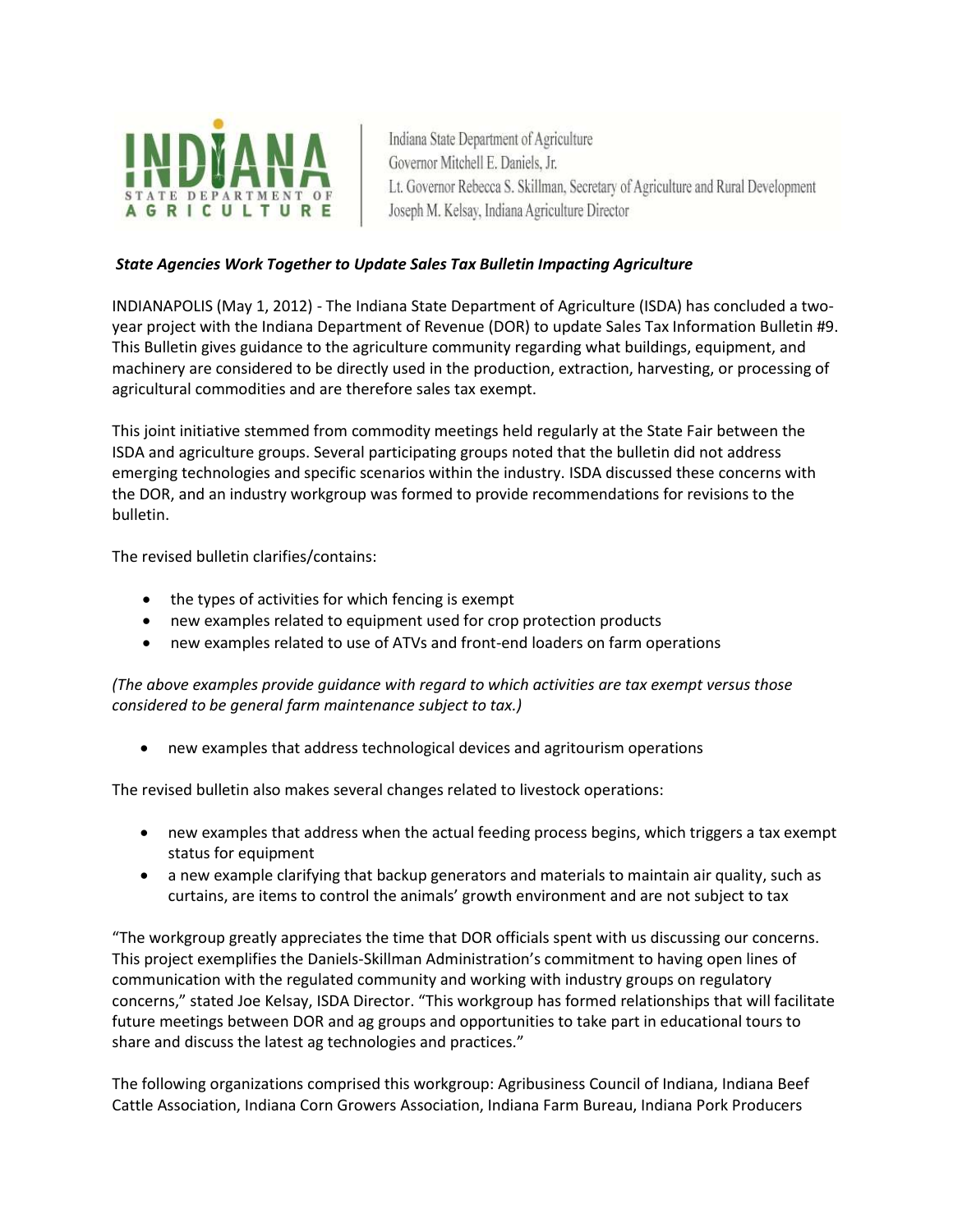INDIANA STATE DEPARTMENT OF AGRICULTURE

Indiana State Department of Agriculture
Governor Mitchell E. Daniels, Jr.
Lt. Governor Rebecca S. Skillman, Secretary of Agriculture and Rural Development
Joseph M. Kelsay, Indiana Agriculture Director

***State Agencies Work Together to Update Sales Tax Bulletin Impacting Agriculture***

INDIANAPOLIS (May 1, 2012) - The Indiana State Department of Agriculture (ISDA) has concluded a two-year project with the Indiana Department of Revenue (DOR) to update Sales Tax Information Bulletin #9. This Bulletin gives guidance to the agriculture community regarding what buildings, equipment, and machinery are considered to be directly used in the production, extraction, harvesting, or processing of agricultural commodities and are therefore sales tax exempt.

This joint initiative stemmed from commodity meetings held regularly at the State Fair between the ISDA and agriculture groups. Several participating groups noted that the bulletin did not address emerging technologies and specific scenarios within the industry. ISDA discussed these concerns with the DOR, and an industry workgroup was formed to provide recommendations for revisions to the bulletin.

The revised bulletin clarifies/contains:

- the types of activities for which fencing is exempt
- new examples related to equipment used for crop protection products
- new examples related to use of ATVs and front-end loaders on farm operations

*(The above examples provide guidance with regard to which activities are tax exempt versus those considered to be general farm maintenance subject to tax.)*

- new examples that address technological devices and agritourism operations

The revised bulletin also makes several changes related to livestock operations:

- new examples that address when the actual feeding process begins, which triggers a tax exempt status for equipment
- a new example clarifying that backup generators and materials to maintain air quality, such as curtains, are items to control the animals' growth environment and are not subject to tax

"The workgroup greatly appreciates the time that DOR officials spent with us discussing our concerns. This project exemplifies the Daniels-Skillman Administration's commitment to having open lines of communication with the regulated community and working with industry groups on regulatory concerns," stated Joe Kelsay, ISDA Director. "This workgroup has formed relationships that will facilitate future meetings between DOR and ag groups and opportunities to take part in educational tours to share and discuss the latest ag technologies and practices."

The following organizations comprised this workgroup: Agribusiness Council of Indiana, Indiana Beef Cattle Association, Indiana Corn Growers Association, Indiana Farm Bureau, Indiana Pork Producers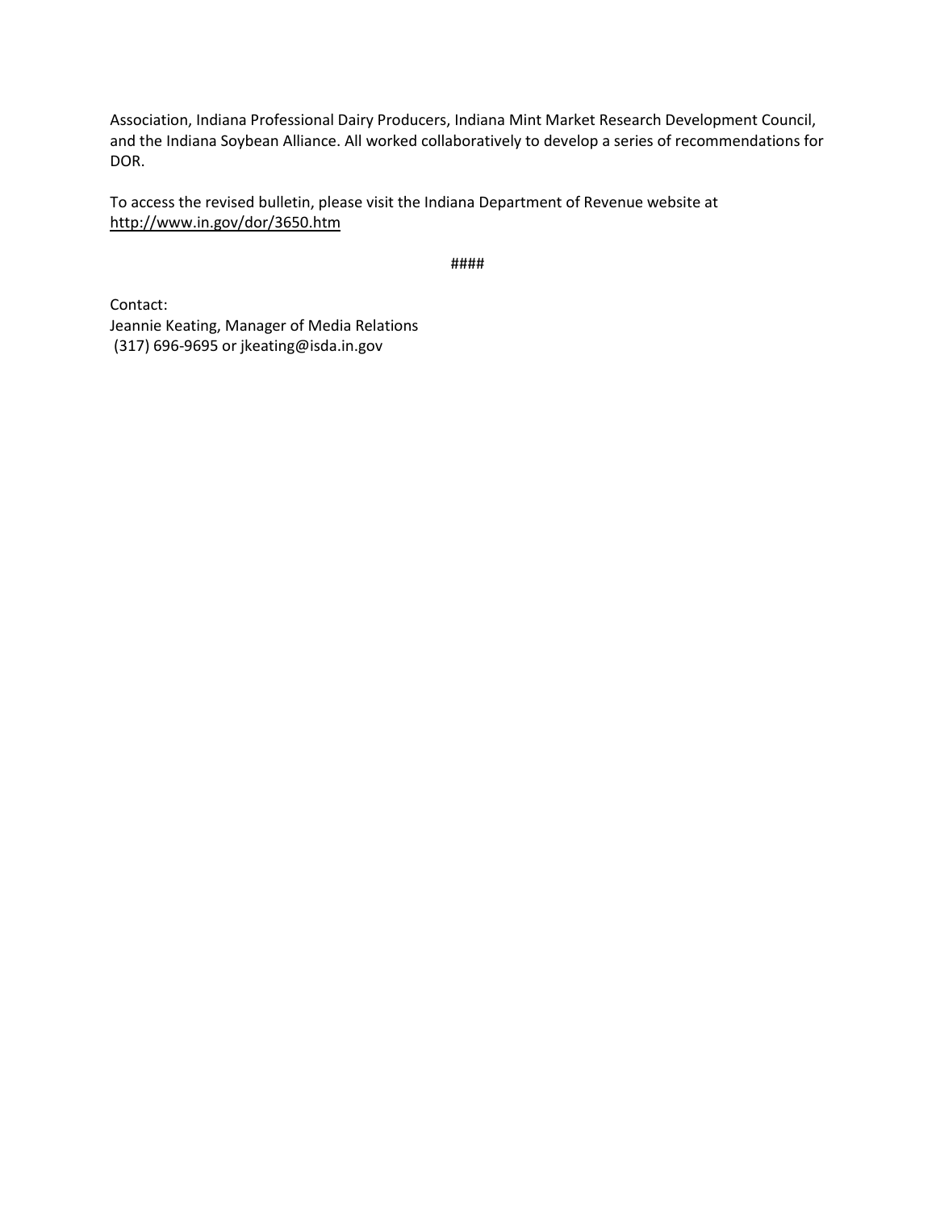Association, Indiana Professional Dairy Producers, Indiana Mint Market Research Development Council, and the Indiana Soybean Alliance. All worked collaboratively to develop a series of recommendations for DOR.

To access the revised bulletin, please visit the Indiana Department of Revenue website at http://www.in.gov/dor/3650.htm

####

Contact:
Jeannie Keating, Manager of Media Relations
(317) 696-9695 or jkeating@isda.in.gov